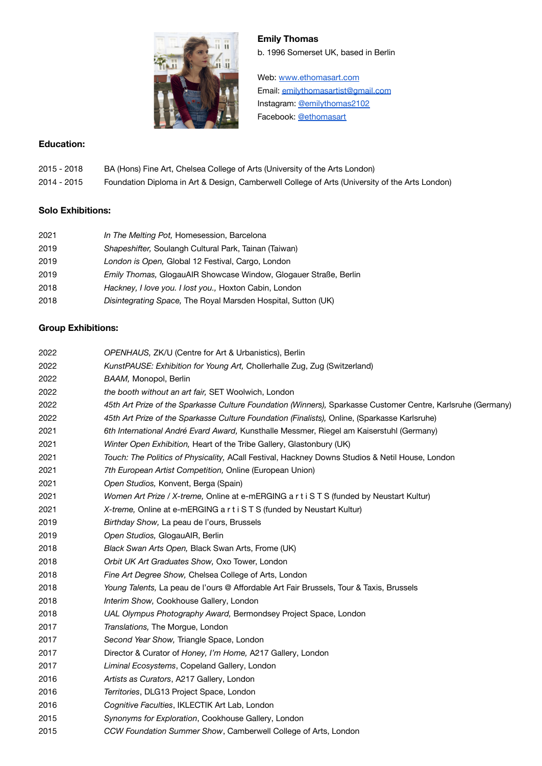**Emily Thomas**

b. 1996 Somerset UK, based in Berlin

Web: [www.ethomasart.com](http://www.ethomasart.com)
Email: [emilythomasartist@gmail.com](mailto:emilythomasartist@gmail.com)
Instagram: @emilythomas2102
Facebook: @ethomasart

## Education:

| | |
|---|---|
| 2015 - 2018 | BA (Hons) Fine Art, Chelsea College of Arts (University of the Arts London) |
| 2014 - 2015 | Foundation Diploma in Art & Design, Camberwell College of Arts (University of the Arts London) |

## Solo Exhibitions:

| | |
|---|---|
| 2021 | *In The Melting Pot,* Homesession, Barcelona |
| 2019 | *Shapeshifter,* Soulangh Cultural Park, Tainan (Taiwan) |
| 2019 | *London is Open,* Global 12 Festival, Cargo, London |
| 2019 | *Emily Thomas,* GlogauAIR Showcase Window, Glogauer Straße, Berlin |
| 2018 | *Hackney, I love you. I lost you.,* Hoxton Cabin, London |
| 2018 | *Disintegrating Space,* The Royal Marsden Hospital, Sutton (UK) |

## Group Exhibitions:

| | |
|---|---|
| 2022 | *OPENHAUS,* ZK/U (Centre for Art & Urbanistics), Berlin |
| 2022 | *KunstPAUSE: Exhibition for Young Art,* Chollerhalle Zug, Zug (Switzerland) |
| 2022 | *BAAM,* Monopol, Berlin |
| 2022 | *the booth without an art fair,* SET Woolwich, London |
| 2022 | *45th Art Prize of the Sparkasse Culture Foundation (Winners),* Sparkasse Customer Centre, Karlsruhe (Germany) |
| 2022 | *45th Art Prize of the Sparkasse Culture Foundation (Finalists),* Online, (Sparkasse Karlsruhe) |
| 2021 | *6th International André Evard Award,* Kunsthalle Messmer, Riegel am Kaiserstuhl (Germany) |
| 2021 | *Winter Open Exhibition,* Heart of the Tribe Gallery, Glastonbury (UK) |
| 2021 | *Touch: The Politics of Physicality,* ACall Festival, Hackney Downs Studios & Netil House, London |
| 2021 | *7th European Artist Competition,* Online (European Union) |
| 2021 | *Open Studios,* Konvent, Berga (Spain) |
| 2021 | *Women Art Prize / X-treme,* Online at e-mERGING a r t i S T S (funded by Neustart Kultur) |
| 2021 | *X-treme,* Online at e-mERGING a r t i S T S (funded by Neustart Kultur) |
| 2019 | *Birthday Show,* La peau de l'ours, Brussels |
| 2019 | *Open Studios,* GlogauAIR, Berlin |
| 2018 | *Black Swan Arts Open,* Black Swan Arts, Frome (UK) |
| 2018 | *Orbit UK Art Graduates Show,* Oxo Tower, London |
| 2018 | *Fine Art Degree Show,* Chelsea College of Arts, London |
| 2018 | *Young Talents,* La peau de l'ours @ Affordable Art Fair Brussels, Tour & Taxis, Brussels |
| 2018 | *Interim Show,* Cookhouse Gallery, London |
| 2018 | *UAL Olympus Photography Award,* Bermondsey Project Space, London |
| 2017 | *Translations,* The Morgue, London |
| 2017 | *Second Year Show,* Triangle Space, London |
| 2017 | Director & Curator of *Honey, I'm Home,* A217 Gallery, London |
| 2017 | *Liminal Ecosystems*, Copeland Gallery, London |
| 2016 | *Artists as Curators*, A217 Gallery, London |
| 2016 | *Territories*, DLG13 Project Space, London |
| 2016 | *Cognitive Faculties*, IKLECTIK Art Lab, London |
| 2015 | *Synonyms for Exploration*, Cookhouse Gallery, London |
| 2015 | *CCW Foundation Summer Show*, Camberwell College of Arts, London |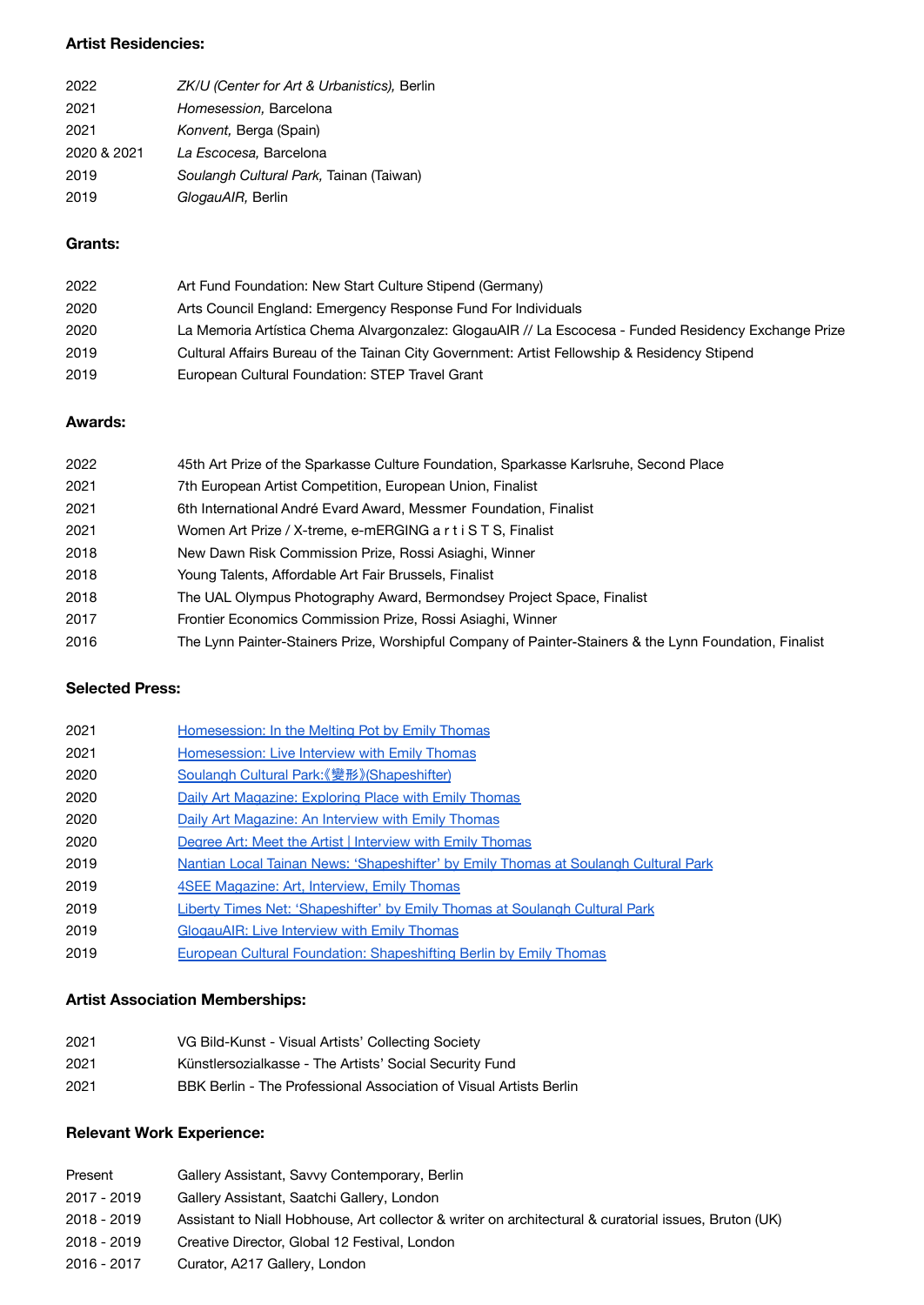**Artist Residencies:**

| | |
|---|---|
| 2022 | *ZK/U (Center for Art & Urbanistics),* Berlin |
| 2021 | *Homesession,* Barcelona |
| 2021 | *Konvent,* Berga (Spain) |
| 2020 & 2021 | *La Escocesa,* Barcelona |
| 2019 | *Soulangh Cultural Park,* Tainan (Taiwan) |
| 2019 | *GlogauAIR,* Berlin |

**Grants:**

| | |
|---|---|
| 2022 | Art Fund Foundation: New Start Culture Stipend (Germany) |
| 2020 | Arts Council England: Emergency Response Fund For Individuals |
| 2020 | La Memoria Artística Chema Alvargonzalez: GlogauAIR // La Escocesa - Funded Residency Exchange Prize |
| 2019 | Cultural Affairs Bureau of the Tainan City Government: Artist Fellowship & Residency Stipend |
| 2019 | European Cultural Foundation: STEP Travel Grant |

**Awards:**

| | |
|---|---|
| 2022 | 45th Art Prize of the Sparkasse Culture Foundation, Sparkasse Karlsruhe, Second Place |
| 2021 | 7th European Artist Competition, European Union, Finalist |
| 2021 | 6th International André Evard Award, Messmer Foundation, Finalist |
| 2021 | Women Art Prize / X-treme, e-mERGING a r t i S T S, Finalist |
| 2018 | New Dawn Risk Commission Prize, Rossi Asiaghi, Winner |
| 2018 | Young Talents, Affordable Art Fair Brussels, Finalist |
| 2018 | The UAL Olympus Photography Award, Bermondsey Project Space, Finalist |
| 2017 | Frontier Economics Commission Prize, Rossi Asiaghi, Winner |
| 2016 | The Lynn Painter-Stainers Prize, Worshipful Company of Painter-Stainers & the Lynn Foundation, Finalist |

**Selected Press:**

| | |
|---|---|
| 2021 | Homesession: In the Melting Pot by Emily Thomas |
| 2021 | Homesession: Live Interview with Emily Thomas |
| 2020 | Soulangh Cultural Park:《變形》(Shapeshifter) |
| 2020 | Daily Art Magazine: Exploring Place with Emily Thomas |
| 2020 | Daily Art Magazine: An Interview with Emily Thomas |
| 2020 | Degree Art: Meet the Artist \| Interview with Emily Thomas |
| 2019 | Nantian Local Tainan News: 'Shapeshifter' by Emily Thomas at Soulangh Cultural Park |
| 2019 | 4SEE Magazine: Art, Interview, Emily Thomas |
| 2019 | Liberty Times Net: 'Shapeshifter' by Emily Thomas at Soulangh Cultural Park |
| 2019 | GlogauAIR: Live Interview with Emily Thomas |
| 2019 | European Cultural Foundation: Shapeshifting Berlin by Emily Thomas |

**Artist Association Memberships:**

| | |
|---|---|
| 2021 | VG Bild-Kunst - Visual Artists' Collecting Society |
| 2021 | Künstlersozialkasse - The Artists' Social Security Fund |
| 2021 | BBK Berlin - The Professional Association of Visual Artists Berlin |

**Relevant Work Experience:**

| | |
|---|---|
| Present | Gallery Assistant, Savvy Contemporary, Berlin |
| 2017 - 2019 | Gallery Assistant, Saatchi Gallery, London |
| 2018 - 2019 | Assistant to Niall Hobhouse, Art collector & writer on architectural & curatorial issues, Bruton (UK) |
| 2018 - 2019 | Creative Director, Global 12 Festival, London |
| 2016 - 2017 | Curator, A217 Gallery, London |